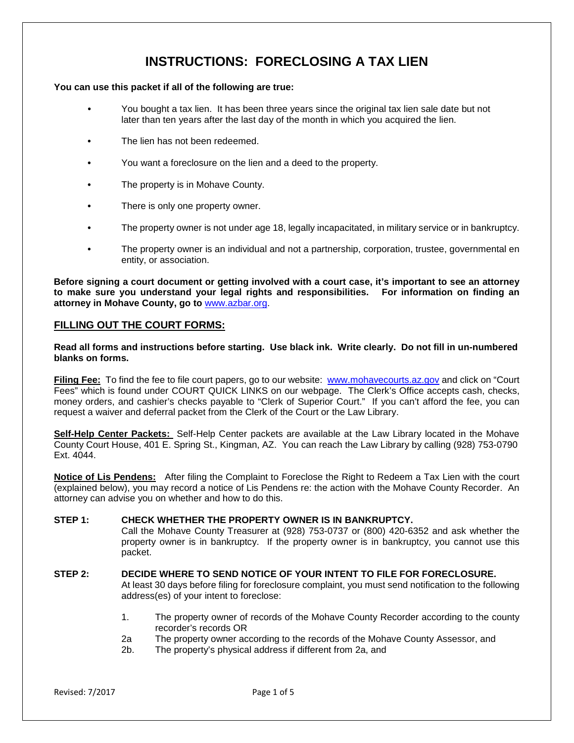# INSTRUCTIONS: FORECLOSING A TAX LIEN

**You can use this packet if all of the following are true:**

- You bought a tax lien. It has been three years since the original tax lien sale date but not later than ten years after the last day of the month in which you acquired the lien.
- The lien has not been redeemed.
- You want a foreclosure on the lien and a deed to the property.
- The property is in Mohave County.
- There is only one property owner.
- The property owner is not under age 18, legally incapacitated, in military service or in bankruptcy.
- The property owner is an individual and not a partnership, corporation, trustee, governmental en entity, or association.

**Before signing a court document or getting involved with a court case, it's important to see an attorney to make sure you understand your legal rights and responsibilities. For information on finding an attorney in Mohave County, go to** www.azbar.org.

## FILLING OUT THE COURT FORMS:

**Read all forms and instructions before starting. Use black ink. Write clearly. Do not fill in un-numbered blanks on forms.**

**Filing Fee:** To find the fee to file court papers, go to our website: www.mohavecourts.az.gov and click on "Court Fees" which is found under COURT QUICK LINKS on our webpage. The Clerk's Office accepts cash, checks, money orders, and cashier's checks payable to "Clerk of Superior Court." If you can't afford the fee, you can request a waiver and deferral packet from the Clerk of the Court or the Law Library.

**Self-Help Center Packets:** Self-Help Center packets are available at the Law Library located in the Mohave County Court House, 401 E. Spring St., Kingman, AZ. You can reach the Law Library by calling (928) 753-0790 Ext. 4044.

**Notice of Lis Pendens:** After filing the Complaint to Foreclose the Right to Redeem a Tax Lien with the court (explained below), you may record a notice of Lis Pendens re: the action with the Mohave County Recorder. An attorney can advise you on whether and how to do this.

**STEP 1: CHECK WHETHER THE PROPERTY OWNER IS IN BANKRUPTCY.**
Call the Mohave County Treasurer at (928) 753-0737 or (800) 420-6352 and ask whether the property owner is in bankruptcy. If the property owner is in bankruptcy, you cannot use this packet.

**STEP 2: DECIDE WHERE TO SEND NOTICE OF YOUR INTENT TO FILE FOR FORECLOSURE.**
At least 30 days before filing for foreclosure complaint, you must send notification to the following address(es) of your intent to foreclose:

1. The property owner of records of the Mohave County Recorder according to the county recorder's records OR

2a The property owner according to the records of the Mohave County Assessor, and

2b. The property's physical address if different from 2a, and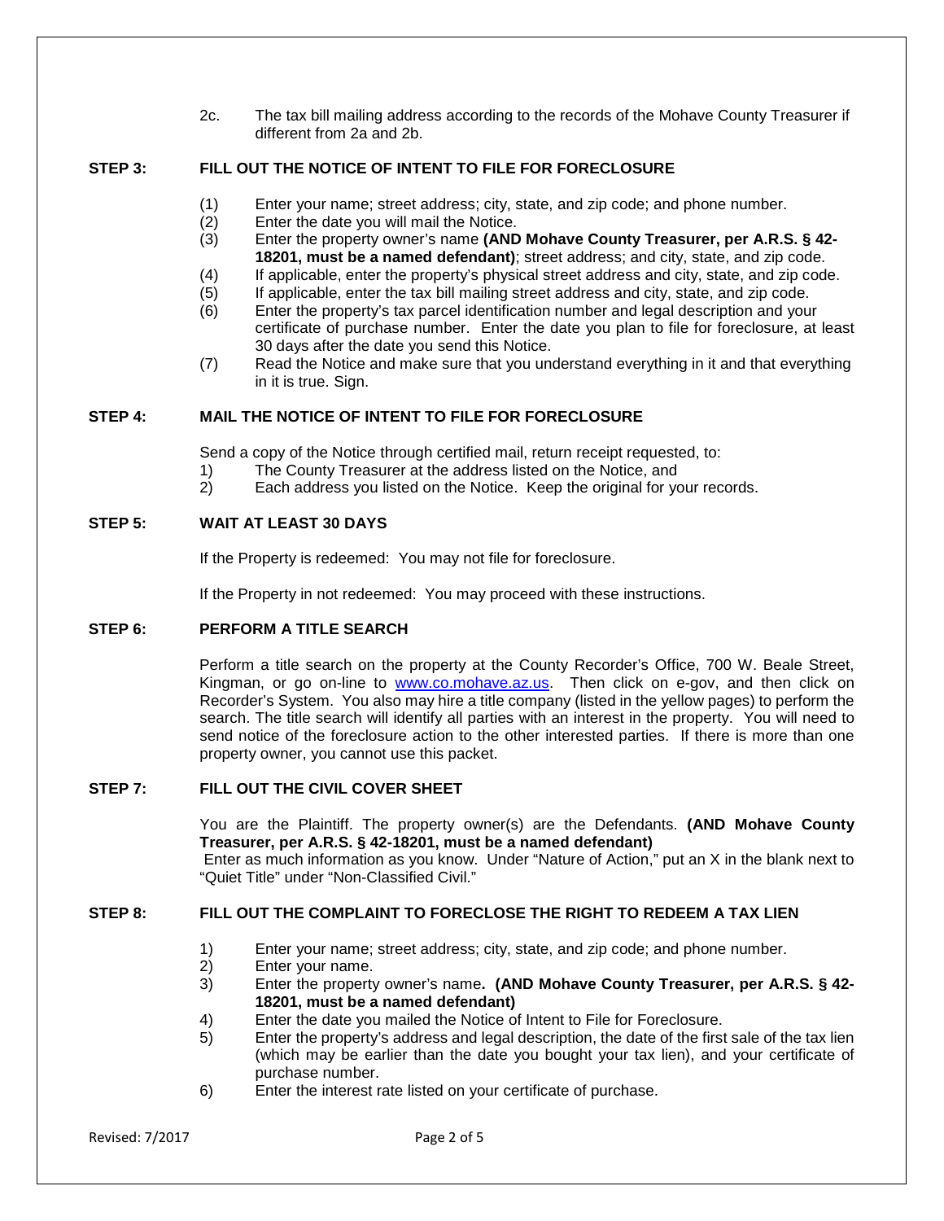2c. The tax bill mailing address according to the records of the Mohave County Treasurer if different from 2a and 2b.

**STEP 3: FILL OUT THE NOTICE OF INTENT TO FILE FOR FORECLOSURE**

(1) Enter your name; street address; city, state, and zip code; and phone number.
(2) Enter the date you will mail the Notice.
(3) Enter the property owner's name **(AND Mohave County Treasurer, per A.R.S. § 42-18201, must be a named defendant)**; street address; and city, state, and zip code.
(4) If applicable, enter the property's physical street address and city, state, and zip code.
(5) If applicable, enter the tax bill mailing street address and city, state, and zip code.
(6) Enter the property's tax parcel identification number and legal description and your certificate of purchase number. Enter the date you plan to file for foreclosure, at least 30 days after the date you send this Notice.
(7) Read the Notice and make sure that you understand everything in it and that everything in it is true. Sign.

**STEP 4: MAIL THE NOTICE OF INTENT TO FILE FOR FORECLOSURE**

Send a copy of the Notice through certified mail, return receipt requested, to:
1) The County Treasurer at the address listed on the Notice, and
2) Each address you listed on the Notice. Keep the original for your records.

**STEP 5: WAIT AT LEAST 30 DAYS**

If the Property is redeemed: You may not file for foreclosure.

If the Property in not redeemed: You may proceed with these instructions.

**STEP 6: PERFORM A TITLE SEARCH**

Perform a title search on the property at the County Recorder's Office, 700 W. Beale Street, Kingman, or go on-line to www.co.mohave.az.us. Then click on e-gov, and then click on Recorder's System. You also may hire a title company (listed in the yellow pages) to perform the search. The title search will identify all parties with an interest in the property. You will need to send notice of the foreclosure action to the other interested parties. If there is more than one property owner, you cannot use this packet.

**STEP 7: FILL OUT THE CIVIL COVER SHEET**

You are the Plaintiff. The property owner(s) are the Defendants. **(AND Mohave County Treasurer, per A.R.S. § 42-18201, must be a named defendant)**
Enter as much information as you know. Under "Nature of Action," put an X in the blank next to "Quiet Title" under "Non-Classified Civil."

**STEP 8: FILL OUT THE COMPLAINT TO FORECLOSE THE RIGHT TO REDEEM A TAX LIEN**

1) Enter your name; street address; city, state, and zip code; and phone number.
2) Enter your name.
3) Enter the property owner's name**. (AND Mohave County Treasurer, per A.R.S. § 42-18201, must be a named defendant)**
4) Enter the date you mailed the Notice of Intent to File for Foreclosure.
5) Enter the property's address and legal description, the date of the first sale of the tax lien (which may be earlier than the date you bought your tax lien), and your certificate of purchase number.
6) Enter the interest rate listed on your certificate of purchase.

Revised: 7/2017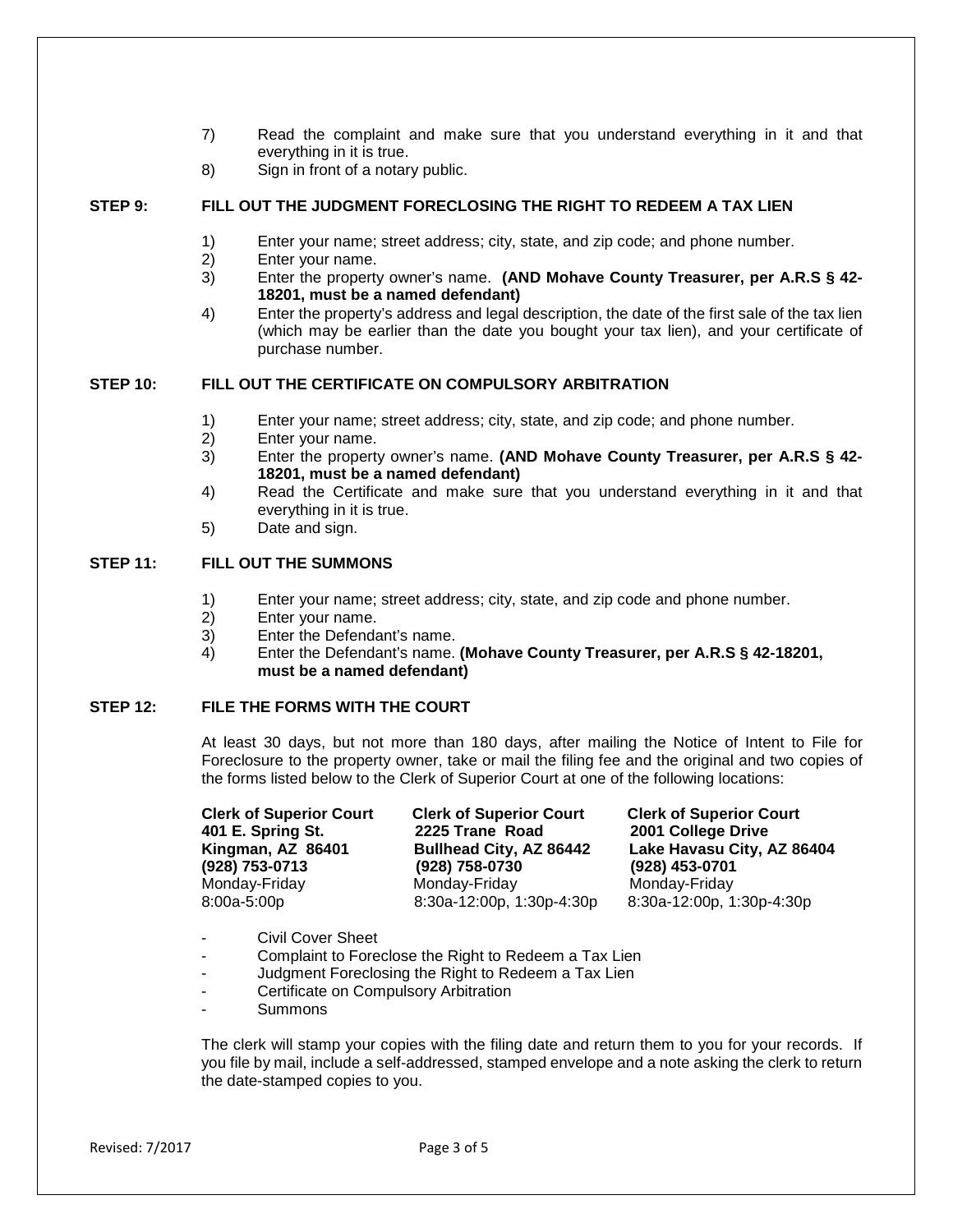7) Read the complaint and make sure that you understand everything in it and that everything in it is true.
8) Sign in front of a notary public.

**STEP 9: FILL OUT THE JUDGMENT FORECLOSING THE RIGHT TO REDEEM A TAX LIEN**

1) Enter your name; street address; city, state, and zip code; and phone number.
2) Enter your name.
3) Enter the property owner's name. **(AND Mohave County Treasurer, per A.R.S § 42-18201, must be a named defendant)**
4) Enter the property's address and legal description, the date of the first sale of the tax lien (which may be earlier than the date you bought your tax lien), and your certificate of purchase number.

**STEP 10: FILL OUT THE CERTIFICATE ON COMPULSORY ARBITRATION**

1) Enter your name; street address; city, state, and zip code; and phone number.
2) Enter your name.
3) Enter the property owner's name. **(AND Mohave County Treasurer, per A.R.S § 42-18201, must be a named defendant)**
4) Read the Certificate and make sure that you understand everything in it and that everything in it is true.
5) Date and sign.

**STEP 11: FILL OUT THE SUMMONS**

1) Enter your name; street address; city, state, and zip code and phone number.
2) Enter your name.
3) Enter the Defendant's name.
4) Enter the Defendant's name. **(Mohave County Treasurer, per A.R.S § 42-18201, must be a named defendant)**

**STEP 12: FILE THE FORMS WITH THE COURT**

At least 30 days, but not more than 180 days, after mailing the Notice of Intent to File for Foreclosure to the property owner, take or mail the filing fee and the original and two copies of the forms listed below to the Clerk of Superior Court at one of the following locations:

**Clerk of Superior Court**
**401 E. Spring St.**
**Kingman, AZ 86401**
**(928) 753-0713**
Monday-Friday
8:00a-5:00p

**Clerk of Superior Court**
**2225 Trane Road**
**Bullhead City, AZ 86442**
**(928) 758-0730**
Monday-Friday
8:30a-12:00p, 1:30p-4:30p

**Clerk of Superior Court**
**2001 College Drive**
**Lake Havasu City, AZ 86404**
**(928) 453-0701**
Monday-Friday
8:30a-12:00p, 1:30p-4:30p

- Civil Cover Sheet
- Complaint to Foreclose the Right to Redeem a Tax Lien
- Judgment Foreclosing the Right to Redeem a Tax Lien
- Certificate on Compulsory Arbitration
- Summons

The clerk will stamp your copies with the filing date and return them to you for your records. If you file by mail, include a self-addressed, stamped envelope and a note asking the clerk to return the date-stamped copies to you.

Revised: 7/2017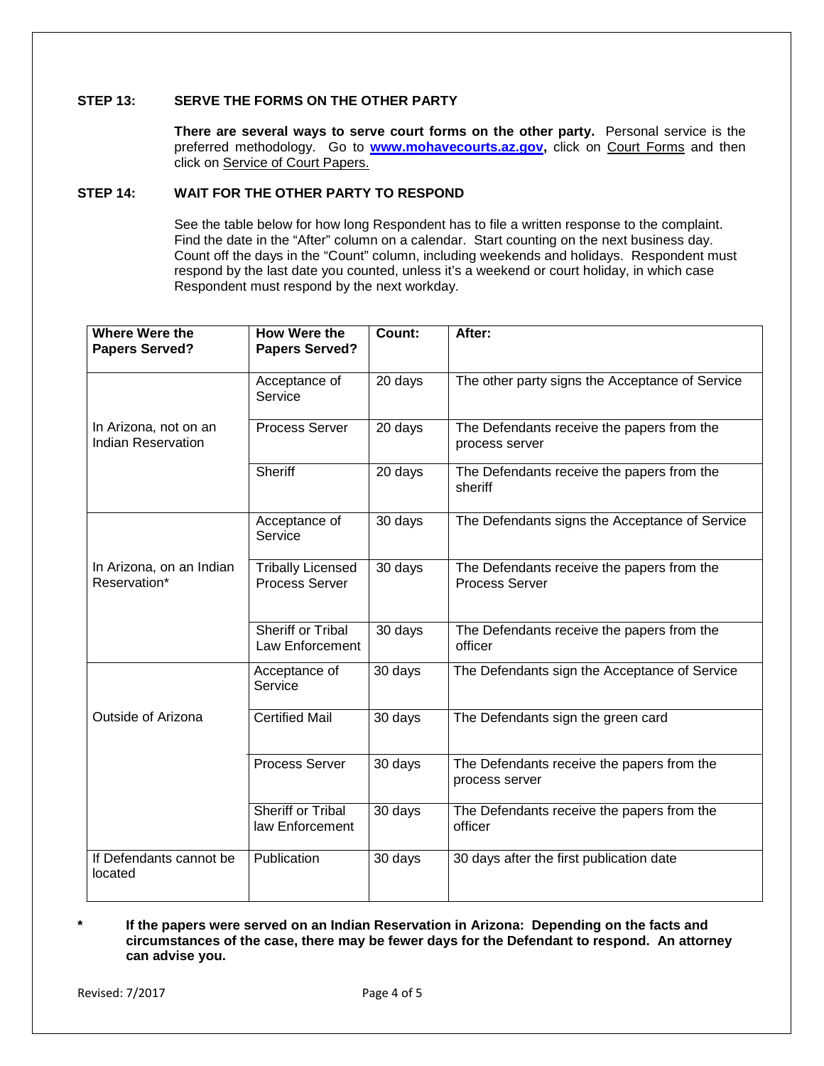**STEP 13: SERVE THE FORMS ON THE OTHER PARTY**

**There are several ways to serve court forms on the other party.** Personal service is the preferred methodology. Go to **www.mohavecourts.az.gov,** click on Court Forms and then click on Service of Court Papers.

**STEP 14: WAIT FOR THE OTHER PARTY TO RESPOND**

See the table below for how long Respondent has to file a written response to the complaint. Find the date in the "After" column on a calendar. Start counting on the next business day. Count off the days in the "Count" column, including weekends and holidays. Respondent must respond by the last date you counted, unless it's a weekend or court holiday, in which case Respondent must respond by the next workday.

| Where Were the Papers Served? | How Were the Papers Served? | Count: | After: |
|---|---|---|---|
| In Arizona, not on an Indian Reservation | Acceptance of Service | 20 days | The other party signs the Acceptance of Service |
| | Process Server | 20 days | The Defendants receive the papers from the process server |
| | Sheriff | 20 days | The Defendants receive the papers from the sheriff |
| In Arizona, on an Indian Reservation* | Acceptance of Service | 30 days | The Defendants signs the Acceptance of Service |
| | Tribally Licensed Process Server | 30 days | The Defendants receive the papers from the Process Server |
| | Sheriff or Tribal Law Enforcement | 30 days | The Defendants receive the papers from the officer |
| Outside of Arizona | Acceptance of Service | 30 days | The Defendants sign the Acceptance of Service |
| | Certified Mail | 30 days | The Defendants sign the green card |
| | Process Server | 30 days | The Defendants receive the papers from the process server |
| | Sheriff or Tribal law Enforcement | 30 days | The Defendants receive the papers from the officer |
| If Defendants cannot be located | Publication | 30 days | 30 days after the first publication date |

\* **If the papers were served on an Indian Reservation in Arizona: Depending on the facts and circumstances of the case, there may be fewer days for the Defendant to respond. An attorney can advise you.**

Revised: 7/2017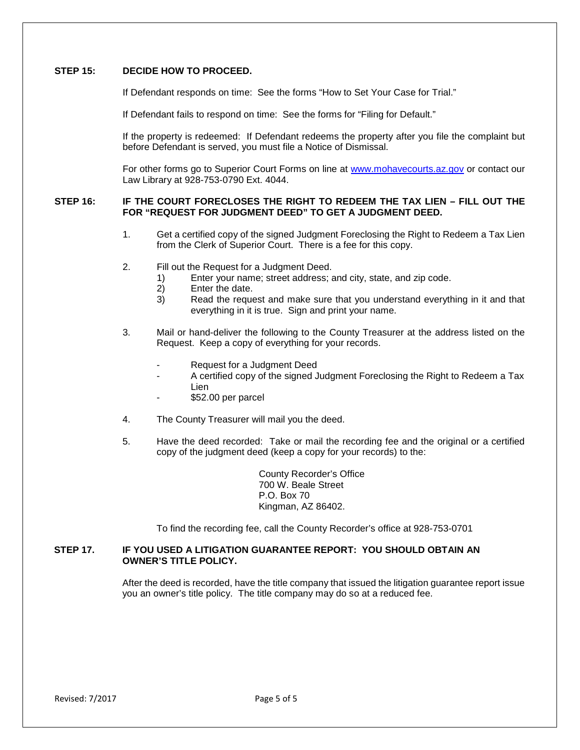**STEP 15: DECIDE HOW TO PROCEED.**

If Defendant responds on time: See the forms "How to Set Your Case for Trial."

If Defendant fails to respond on time: See the forms for "Filing for Default."

If the property is redeemed: If Defendant redeems the property after you file the complaint but before Defendant is served, you must file a Notice of Dismissal.

For other forms go to Superior Court Forms on line at www.mohavecourts.az.gov or contact our Law Library at 928-753-0790 Ext. 4044.

**STEP 16: IF THE COURT FORECLOSES THE RIGHT TO REDEEM THE TAX LIEN – FILL OUT THE FOR "REQUEST FOR JUDGMENT DEED" TO GET A JUDGMENT DEED.**

1. Get a certified copy of the signed Judgment Foreclosing the Right to Redeem a Tax Lien from the Clerk of Superior Court. There is a fee for this copy.

2. Fill out the Request for a Judgment Deed.
   1) Enter your name; street address; and city, state, and zip code.
   2) Enter the date.
   3) Read the request and make sure that you understand everything in it and that everything in it is true. Sign and print your name.

3. Mail or hand-deliver the following to the County Treasurer at the address listed on the Request. Keep a copy of everything for your records.

   - Request for a Judgment Deed
   - A certified copy of the signed Judgment Foreclosing the Right to Redeem a Tax Lien
   - $52.00 per parcel

4. The County Treasurer will mail you the deed.

5. Have the deed recorded: Take or mail the recording fee and the original or a certified copy of the judgment deed (keep a copy for your records) to the:

   County Recorder's Office
   700 W. Beale Street
   P.O. Box 70
   Kingman, AZ 86402.

   To find the recording fee, call the County Recorder's office at 928-753-0701

**STEP 17. IF YOU USED A LITIGATION GUARANTEE REPORT: YOU SHOULD OBTAIN AN OWNER'S TITLE POLICY.**

After the deed is recorded, have the title company that issued the litigation guarantee report issue you an owner's title policy. The title company may do so at a reduced fee.

Revised: 7/2017